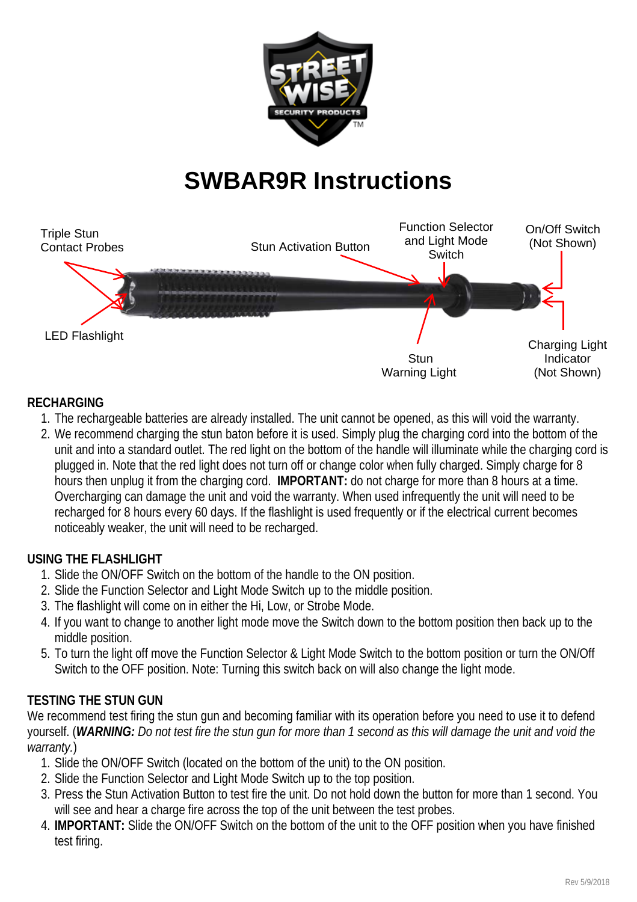# SWBAR9R Instructions

Triple Stun Contact Probes

Stun Activation Button

Function Selector and Light Mode Switch

On/Off Switch (Not Shown)

LED Flashlight

Stun Warning Light

Charging Light Indicator (Not Shown)

## RECHARGING

1. The rechargeable batteries are already installed. The unit cannot be opened, as this will void the warranty.
2. We recommend charging the stun baton before it is used. Simply plug the charging cord into the bottom of the unit and into a standard outlet. The red light on the bottom of the handle will illuminate while the charging cord is plugged in. Note that the red light does not turn off or change color when fully charged. Simply charge for 8 hours then unplug it from the charging cord. **IMPORTANT:** do not charge for more than 8 hours at a time. Overcharging can damage the unit and void the warranty. When used infrequently the unit will need to be recharged for 8 hours every 60 days. If the flashlight is used frequently or if the electrical current becomes noticeably weaker, the unit will need to be recharged.

## USING THE FLASHLIGHT

1. Slide the ON/OFF Switch on the bottom of the handle to the ON position.
2. Slide the Function Selector and Light Mode Switch up to the middle position.
3. The flashlight will come on in either the Hi, Low, or Strobe Mode.
4. If you want to change to another light mode move the Switch down to the bottom position then back up to the middle position.
5. To turn the light off move the Function Selector & Light Mode Switch to the bottom position or turn the ON/Off Switch to the OFF position. Note: Turning this switch back on will also change the light mode.

## TESTING THE STUN GUN

We recommend test firing the stun gun and becoming familiar with its operation before you need to use it to defend yourself. (***WARNING:*** *Do not test fire the stun gun for more than 1 second as this will damage the unit and void the warranty.*)

1. Slide the ON/OFF Switch (located on the bottom of the unit) to the ON position.
2. Slide the Function Selector and Light Mode Switch up to the top position.
3. Press the Stun Activation Button to test fire the unit. Do not hold down the button for more than 1 second. You will see and hear a charge fire across the top of the unit between the test probes.
4. **IMPORTANT:** Slide the ON/OFF Switch on the bottom of the unit to the OFF position when you have finished test firing.

Rev 5/9/2018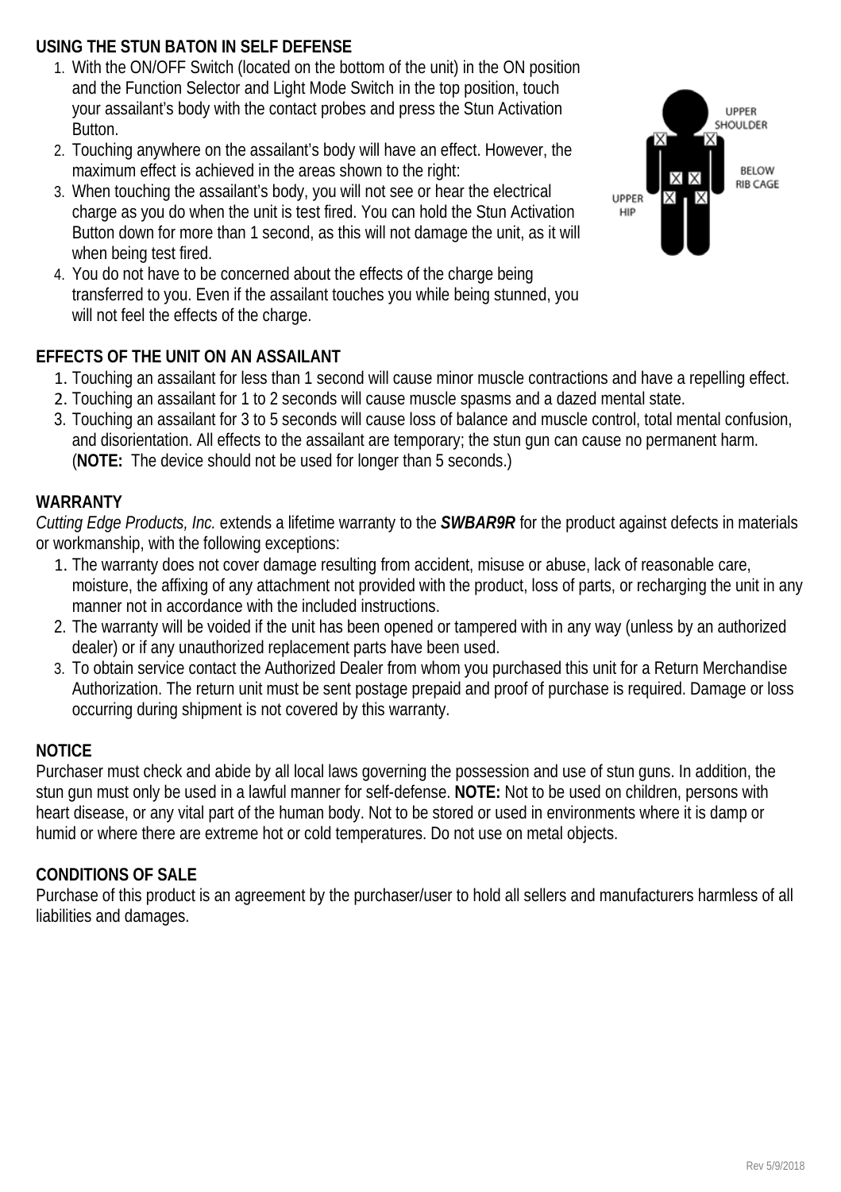**USING THE STUN BATON IN SELF DEFENSE**

1. With the ON/OFF Switch (located on the bottom of the unit) in the ON position and the Function Selector and Light Mode Switch in the top position, touch your assailant's body with the contact probes and press the Stun Activation Button.
2. Touching anywhere on the assailant's body will have an effect. However, the maximum effect is achieved in the areas shown to the right:
3. When touching the assailant's body, you will not see or hear the electrical charge as you do when the unit is test fired. You can hold the Stun Activation Button down for more than 1 second, as this will not damage the unit, as it will when being test fired.
4. You do not have to be concerned about the effects of the charge being transferred to you. Even if the assailant touches you while being stunned, you will not feel the effects of the charge.

UPPER SHOULDER

BELOW RIB CAGE

UPPER HIP

**EFFECTS OF THE UNIT ON AN ASSAILANT**

1. Touching an assailant for less than 1 second will cause minor muscle contractions and have a repelling effect.
2. Touching an assailant for 1 to 2 seconds will cause muscle spasms and a dazed mental state.
3. Touching an assailant for 3 to 5 seconds will cause loss of balance and muscle control, total mental confusion, and disorientation. All effects to the assailant are temporary; the stun gun can cause no permanent harm. (**NOTE:** The device should not be used for longer than 5 seconds.)

**WARRANTY**

*Cutting Edge Products, Inc.* extends a lifetime warranty to the ***SWBAR9R*** for the product against defects in materials or workmanship, with the following exceptions:

1. The warranty does not cover damage resulting from accident, misuse or abuse, lack of reasonable care, moisture, the affixing of any attachment not provided with the product, loss of parts, or recharging the unit in any manner not in accordance with the included instructions.
2. The warranty will be voided if the unit has been opened or tampered with in any way (unless by an authorized dealer) or if any unauthorized replacement parts have been used.
3. To obtain service contact the Authorized Dealer from whom you purchased this unit for a Return Merchandise Authorization. The return unit must be sent postage prepaid and proof of purchase is required. Damage or loss occurring during shipment is not covered by this warranty.

**NOTICE**

Purchaser must check and abide by all local laws governing the possession and use of stun guns. In addition, the stun gun must only be used in a lawful manner for self-defense. **NOTE:** Not to be used on children, persons with heart disease, or any vital part of the human body. Not to be stored or used in environments where it is damp or humid or where there are extreme hot or cold temperatures. Do not use on metal objects.

**CONDITIONS OF SALE**

Purchase of this product is an agreement by the purchaser/user to hold all sellers and manufacturers harmless of all liabilities and damages.

Rev 5/9/2018